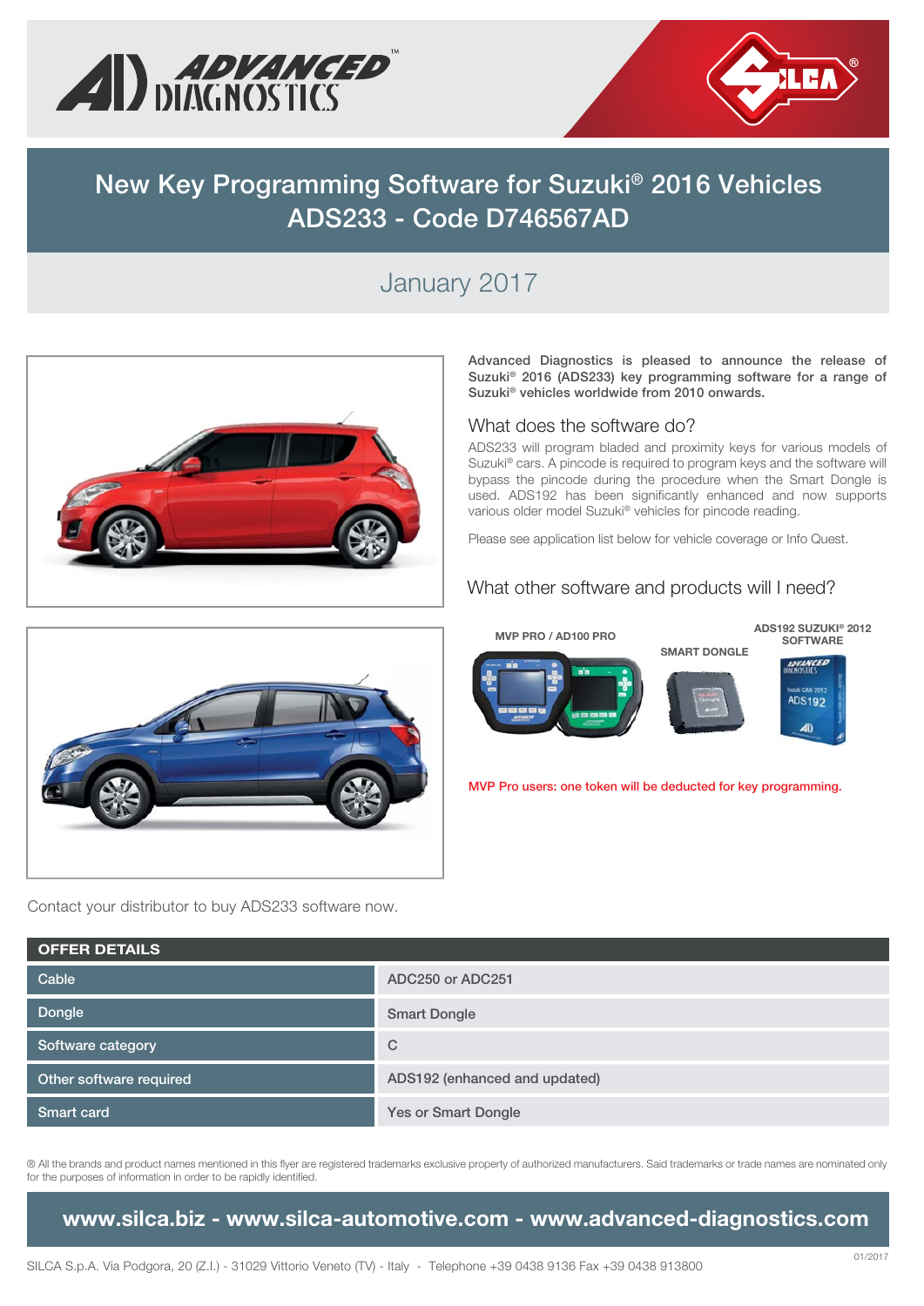# New Key Programming Software for Suzuki® 2016 Vehicles ADS233 - Code D746567AD

## January 2017

**Advanced Diagnostics is pleased to announce the release of Suzuki® 2016 (ADS233) key programming software for a range of Suzuki® vehicles worldwide from 2010 onwards.**

### What does the software do?

ADS233 will program bladed and proximity keys for various models of Suzuki® cars. A pincode is required to program keys and the software will bypass the pincode during the procedure when the Smart Dongle is used. ADS192 has been significantly enhanced and now supports various older model Suzuki® vehicles for pincode reading.

Please see application list below for vehicle coverage or Info Quest.

### What other software and products will I need?

MVP PRO / AD100 PRO

SMART DONGLE

ADS192 SUZUKI® 2012 SOFTWARE

MVP Pro users: one token will be deducted for key programming.

Contact your distributor to buy ADS233 software now.

| OFFER DETAILS | |
|---|---|
| Cable | ADC250 or ADC251 |
| Dongle | Smart Dongle |
| Software category | C |
| Other software required | ADS192 (enhanced and updated) |
| Smart card | Yes or Smart Dongle |

® All the brands and product names mentioned in this flyer are registered trademarks exclusive property of authorized manufacturers. Said trademarks or trade names are nominated only for the purposes of information in order to be rapidly identified.

**www.silca.biz - www.silca-automotive.com - www.advanced-diagnostics.com**

SILCA S.p.A. Via Podgora, 20 (Z.I.) - 31029 Vittorio Veneto (TV) - Italy - Telephone +39 0438 9136 Fax +39 0438 913800

01/2017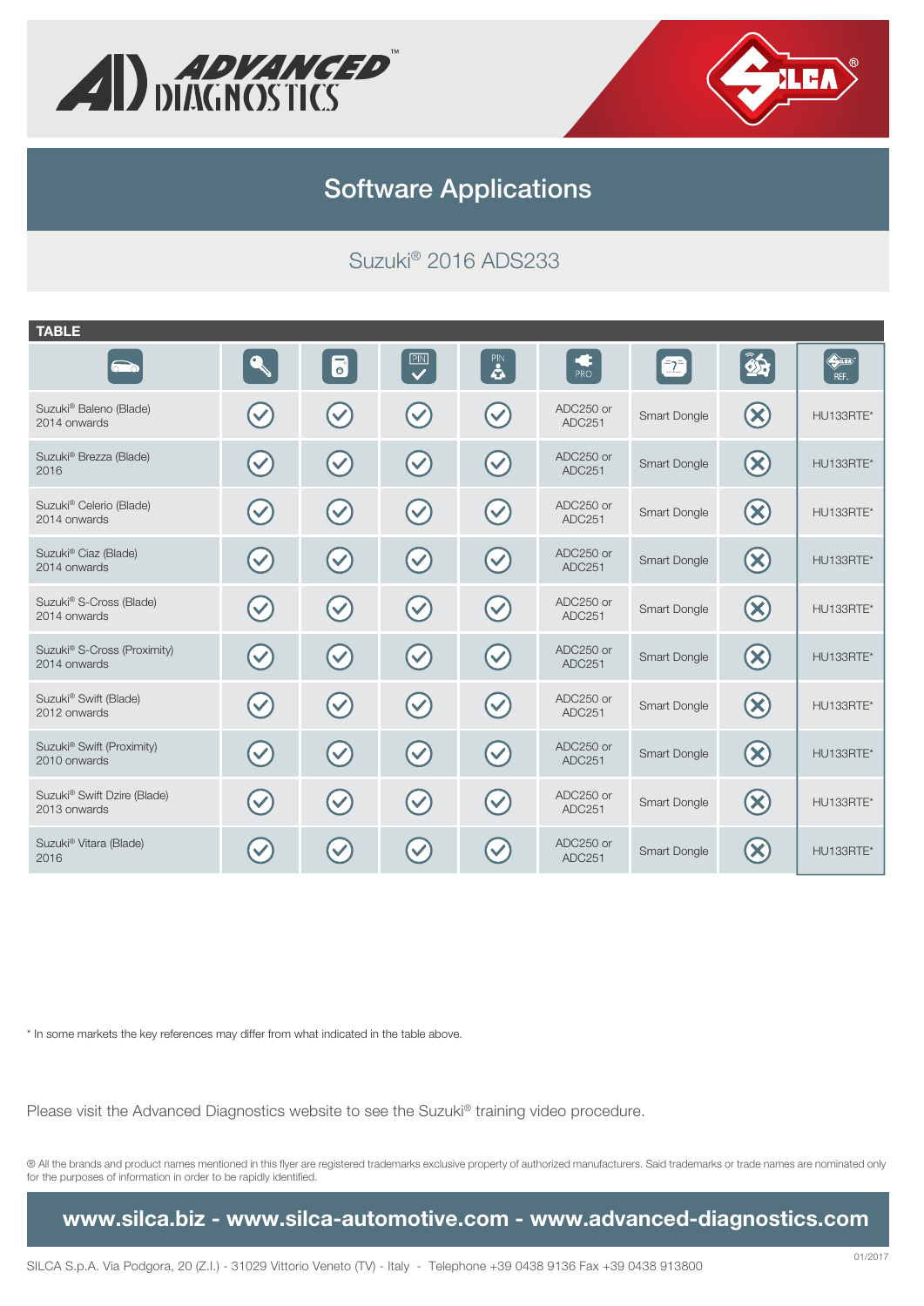## Software Applications

### Suzuki® 2016 ADS233

**TABLE**

| | | | | | | | | |
|---|---|---|---|---|---|---|---|---|
| Suzuki® Baleno (Blade) 2014 onwards | ✓ | ✓ | ✓ | ✓ | ADC250 or ADC251 | Smart Dongle | ✗ | HU133RTE* |
| Suzuki® Brezza (Blade) 2016 | ✓ | ✓ | ✓ | ✓ | ADC250 or ADC251 | Smart Dongle | ✗ | HU133RTE* |
| Suzuki® Celerio (Blade) 2014 onwards | ✓ | ✓ | ✓ | ✓ | ADC250 or ADC251 | Smart Dongle | ✗ | HU133RTE* |
| Suzuki® Ciaz (Blade) 2014 onwards | ✓ | ✓ | ✓ | ✓ | ADC250 or ADC251 | Smart Dongle | ✗ | HU133RTE* |
| Suzuki® S-Cross (Blade) 2014 onwards | ✓ | ✓ | ✓ | ✓ | ADC250 or ADC251 | Smart Dongle | ✗ | HU133RTE* |
| Suzuki® S-Cross (Proximity) 2014 onwards | ✓ | ✓ | ✓ | ✓ | ADC250 or ADC251 | Smart Dongle | ✗ | HU133RTE* |
| Suzuki® Swift (Blade) 2012 onwards | ✓ | ✓ | ✓ | ✓ | ADC250 or ADC251 | Smart Dongle | ✗ | HU133RTE* |
| Suzuki® Swift (Proximity) 2010 onwards | ✓ | ✓ | ✓ | ✓ | ADC250 or ADC251 | Smart Dongle | ✗ | HU133RTE* |
| Suzuki® Swift Dzire (Blade) 2013 onwards | ✓ | ✓ | ✓ | ✓ | ADC250 or ADC251 | Smart Dongle | ✗ | HU133RTE* |
| Suzuki® Vitara (Blade) 2016 | ✓ | ✓ | ✓ | ✓ | ADC250 or ADC251 | Smart Dongle | ✗ | HU133RTE* |

* In some markets the key references may differ from what indicated in the table above.

Please visit the Advanced Diagnostics website to see the Suzuki® training video procedure.

® All the brands and product names mentioned in this flyer are registered trademarks exclusive property of authorized manufacturers. Said trademarks or trade names are nominated only for the purposes of information in order to be rapidly identified.

**www.silca.biz - www.silca-automotive.com - www.advanced-diagnostics.com**

SILCA S.p.A. Via Podgora, 20 (Z.I.) - 31029 Vittorio Veneto (TV) - Italy - Telephone +39 0438 9136 Fax +39 0438 913800

01/2017